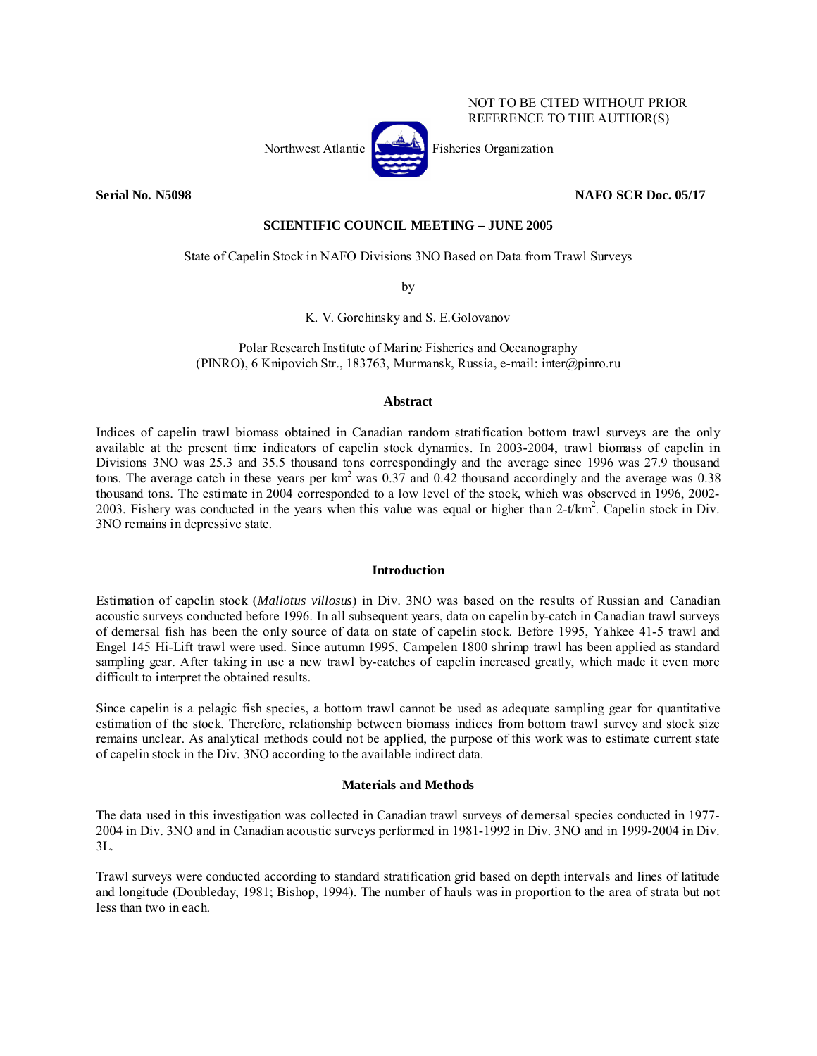NOT TO BE CITED WITHOUT PRIOR REFERENCE TO THE AUTHOR(S)

Northwest Atlantic Fisheries Organization

**Serial No. N5098** **NAFO SCR Doc. 05/17**

**SCIENTIFIC COUNCIL MEETING – JUNE 2005**

State of Capelin Stock in NAFO Divisions 3NO Based on Data from Trawl Surveys

by

K. V. Gorchinsky and S. E.Golovanov

Polar Research Institute of Marine Fisheries and Oceanography (PINRO), 6 Knipovich Str., 183763, Murmansk, Russia, e-mail: inter@pinro.ru

## Abstract

Indices of capelin trawl biomass obtained in Canadian random stratification bottom trawl surveys are the only available at the present time indicators of capelin stock dynamics. In 2003-2004, trawl biomass of capelin in Divisions 3NO was 25.3 and 35.5 thousand tons correspondingly and the average since 1996 was 27.9 thousand tons. The average catch in these years per km$^2$ was 0.37 and 0.42 thousand accordingly and the average was 0.38 thousand tons. The estimate in 2004 corresponded to a low level of the stock, which was observed in 1996, 2002-2003. Fishery was conducted in the years when this value was equal or higher than 2-t/km$^2$. Capelin stock in Div. 3NO remains in depressive state.

## Introduction

Estimation of capelin stock (*Mallotus villosus*) in Div. 3NO was based on the results of Russian and Canadian acoustic surveys conducted before 1996. In all subsequent years, data on capelin by-catch in Canadian trawl surveys of demersal fish has been the only source of data on state of capelin stock. Before 1995, Yahkee 41-5 trawl and Engel 145 Hi-Lift trawl were used. Since autumn 1995, Campelen 1800 shrimp trawl has been applied as standard sampling gear. After taking in use a new trawl by-catches of capelin increased greatly, which made it even more difficult to interpret the obtained results.

Since capelin is a pelagic fish species, a bottom trawl cannot be used as adequate sampling gear for quantitative estimation of the stock. Therefore, relationship between biomass indices from bottom trawl survey and stock size remains unclear. As analytical methods could not be applied, the purpose of this work was to estimate current state of capelin stock in the Div. 3NO according to the available indirect data.

## Materials and Methods

The data used in this investigation was collected in Canadian trawl surveys of demersal species conducted in 1977-2004 in Div. 3NO and in Canadian acoustic surveys performed in 1981-1992 in Div. 3NO and in 1999-2004 in Div. 3L.

Trawl surveys were conducted according to standard stratification grid based on depth intervals and lines of latitude and longitude (Doubleday, 1981; Bishop, 1994). The number of hauls was in proportion to the area of strata but not less than two in each.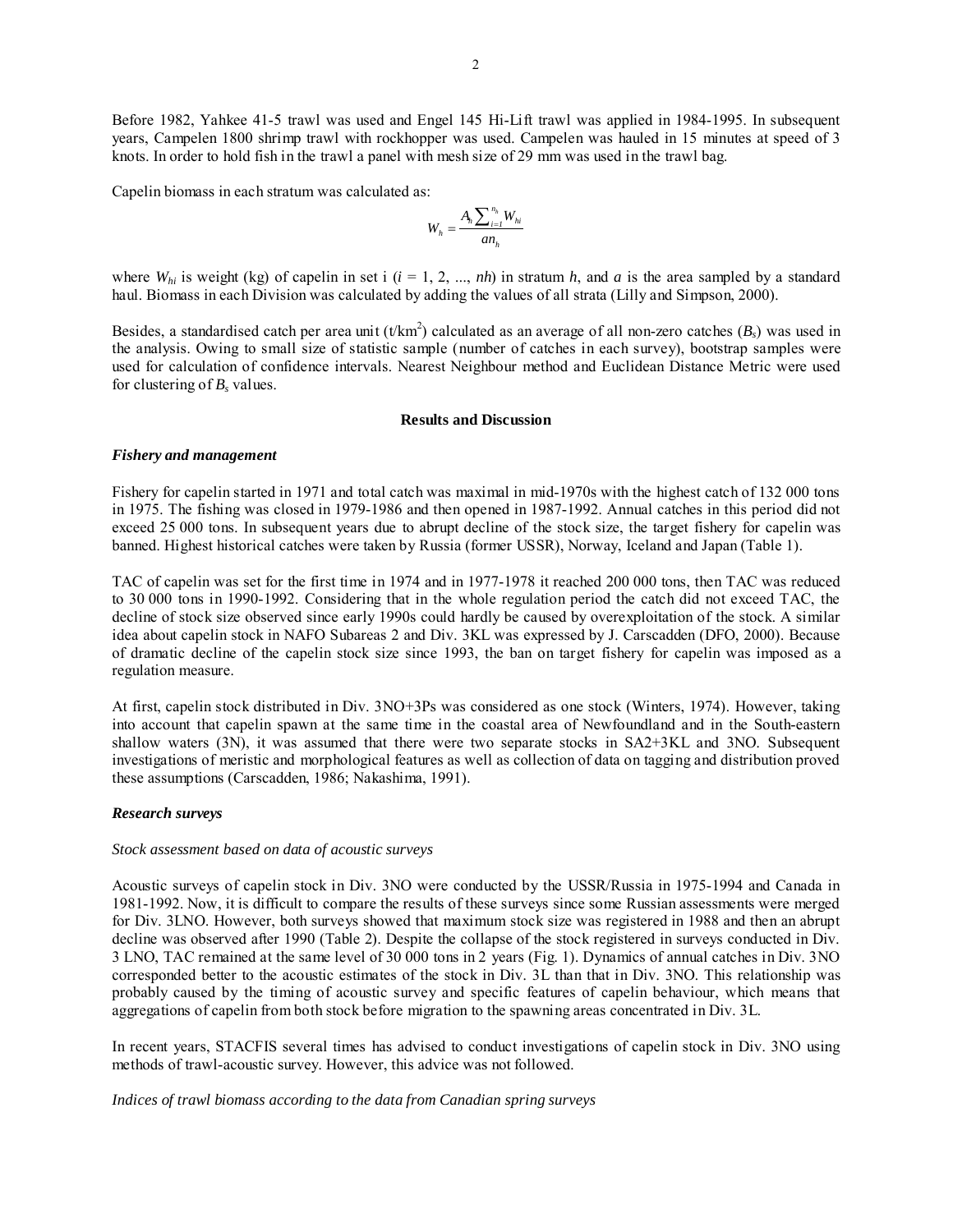Before 1982, Yahkee 41-5 trawl was used and Engel 145 Hi-Lift trawl was applied in 1984-1995. In subsequent years, Campelen 1800 shrimp trawl with rockhopper was used. Campelen was hauled in 15 minutes at speed of 3 knots. In order to hold fish in the trawl a panel with mesh size of 29 mm was used in the trawl bag.

Capelin biomass in each stratum was calculated as:

$$W_h = \frac{A_h \sum_{i=1}^{n_h} W_{hi}}{a n_h}$$

where $W_{hi}$ is weight (kg) of capelin in set i ($i$ = 1, 2, ..., $nh$) in stratum $h$, and $a$ is the area sampled by a standard haul. Biomass in each Division was calculated by adding the values of all strata (Lilly and Simpson, 2000).

Besides, a standardised catch per area unit (t/km$^2$) calculated as an average of all non-zero catches ($B_s$) was used in the analysis. Owing to small size of statistic sample (number of catches in each survey), bootstrap samples were used for calculation of confidence intervals. Nearest Neighbour method and Euclidean Distance Metric were used for clustering of $B_s$ values.

## Results and Discussion

### *Fishery and management*

Fishery for capelin started in 1971 and total catch was maximal in mid-1970s with the highest catch of 132 000 tons in 1975. The fishing was closed in 1979-1986 and then opened in 1987-1992. Annual catches in this period did not exceed 25 000 tons. In subsequent years due to abrupt decline of the stock size, the target fishery for capelin was banned. Highest historical catches were taken by Russia (former USSR), Norway, Iceland and Japan (Table 1).

TAC of capelin was set for the first time in 1974 and in 1977-1978 it reached 200 000 tons, then TAC was reduced to 30 000 tons in 1990-1992. Considering that in the whole regulation period the catch did not exceed TAC, the decline of stock size observed since early 1990s could hardly be caused by overexploitation of the stock. A similar idea about capelin stock in NAFO Subareas 2 and Div. 3KL was expressed by J. Carscadden (DFO, 2000). Because of dramatic decline of the capelin stock size since 1993, the ban on target fishery for capelin was imposed as a regulation measure.

At first, capelin stock distributed in Div. 3NO+3Ps was considered as one stock (Winters, 1974). However, taking into account that capelin spawn at the same time in the coastal area of Newfoundland and in the South-eastern shallow waters (3N), it was assumed that there were two separate stocks in SA2+3KL and 3NO. Subsequent investigations of meristic and morphological features as well as collection of data on tagging and distribution proved these assumptions (Carscadden, 1986; Nakashima, 1991).

### *Research surveys*

#### *Stock assessment based on data of acoustic surveys*

Acoustic surveys of capelin stock in Div. 3NO were conducted by the USSR/Russia in 1975-1994 and Canada in 1981-1992. Now, it is difficult to compare the results of these surveys since some Russian assessments were merged for Div. 3LNO. However, both surveys showed that maximum stock size was registered in 1988 and then an abrupt decline was observed after 1990 (Table 2). Despite the collapse of the stock registered in surveys conducted in Div. 3 LNO, TAC remained at the same level of 30 000 tons in 2 years (Fig. 1). Dynamics of annual catches in Div. 3NO corresponded better to the acoustic estimates of the stock in Div. 3L than that in Div. 3NO. This relationship was probably caused by the timing of acoustic survey and specific features of capelin behaviour, which means that aggregations of capelin from both stock before migration to the spawning areas concentrated in Div. 3L.

In recent years, STACFIS several times has advised to conduct investigations of capelin stock in Div. 3NO using methods of trawl-acoustic survey. However, this advice was not followed.

#### *Indices of trawl biomass according to the data from Canadian spring surveys*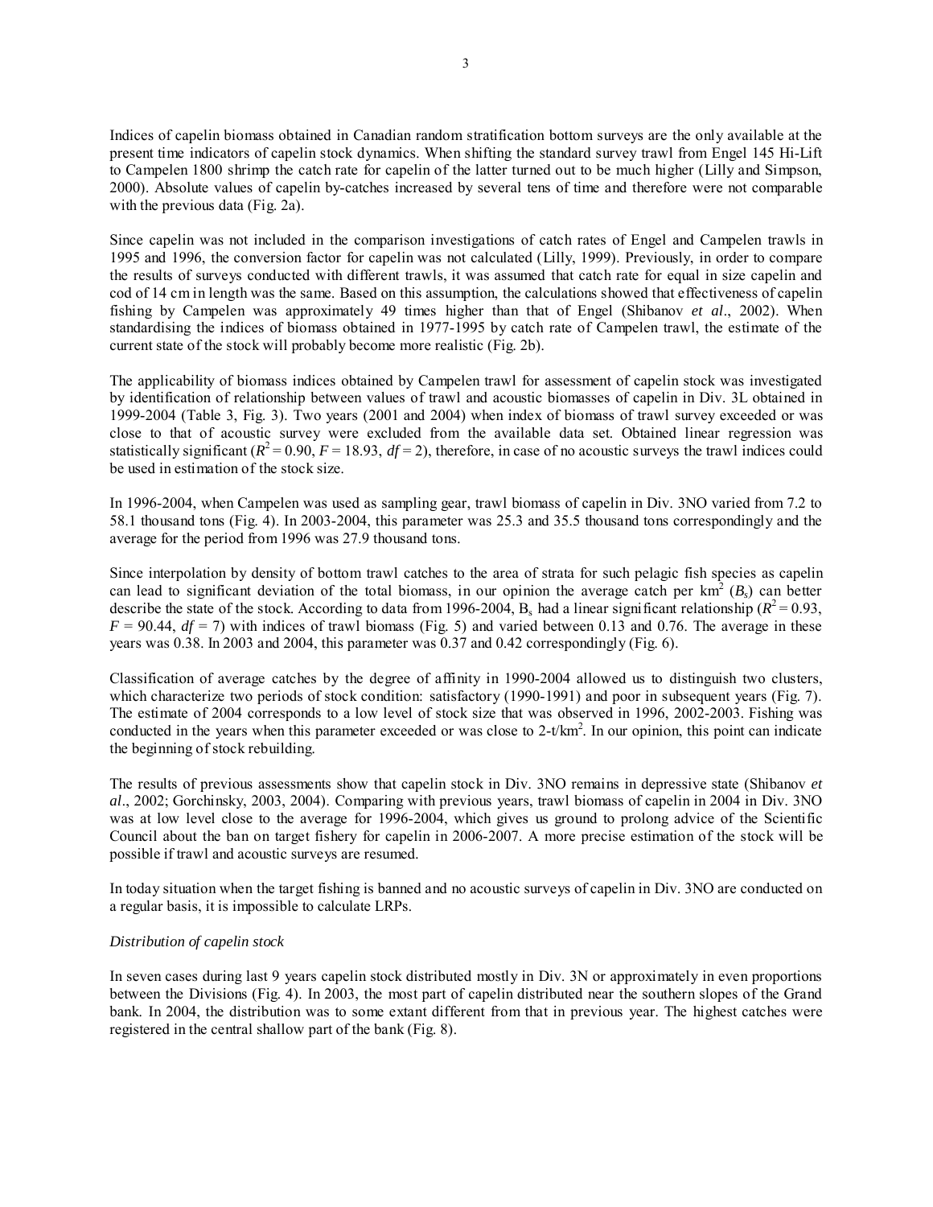Indices of capelin biomass obtained in Canadian random stratification bottom surveys are the only available at the present time indicators of capelin stock dynamics. When shifting the standard survey trawl from Engel 145 Hi-Lift to Campelen 1800 shrimp the catch rate for capelin of the latter turned out to be much higher (Lilly and Simpson, 2000). Absolute values of capelin by-catches increased by several tens of time and therefore were not comparable with the previous data (Fig. 2a).

Since capelin was not included in the comparison investigations of catch rates of Engel and Campelen trawls in 1995 and 1996, the conversion factor for capelin was not calculated (Lilly, 1999). Previously, in order to compare the results of surveys conducted with different trawls, it was assumed that catch rate for equal in size capelin and cod of 14 cm in length was the same. Based on this assumption, the calculations showed that effectiveness of capelin fishing by Campelen was approximately 49 times higher than that of Engel (Shibanov *et al*., 2002). When standardising the indices of biomass obtained in 1977-1995 by catch rate of Campelen trawl, the estimate of the current state of the stock will probably become more realistic (Fig. 2b).

The applicability of biomass indices obtained by Campelen trawl for assessment of capelin stock was investigated by identification of relationship between values of trawl and acoustic biomasses of capelin in Div. 3L obtained in 1999-2004 (Table 3, Fig. 3). Two years (2001 and 2004) when index of biomass of trawl survey exceeded or was close to that of acoustic survey were excluded from the available data set. Obtained linear regression was statistically significant ($R^2 = 0.90$, $F = 18.93$, $df = 2$), therefore, in case of no acoustic surveys the trawl indices could be used in estimation of the stock size.

In 1996-2004, when Campelen was used as sampling gear, trawl biomass of capelin in Div. 3NO varied from 7.2 to 58.1 thousand tons (Fig. 4). In 2003-2004, this parameter was 25.3 and 35.5 thousand tons correspondingly and the average for the period from 1996 was 27.9 thousand tons.

Since interpolation by density of bottom trawl catches to the area of strata for such pelagic fish species as capelin can lead to significant deviation of the total biomass, in our opinion the average catch per km$^2$ ($B_s$) can better describe the state of the stock. According to data from 1996-2004, $B_s$ had a linear significant relationship ($R^2 = 0.93$, $F = 90.44$, $df = 7$) with indices of trawl biomass (Fig. 5) and varied between 0.13 and 0.76. The average in these years was 0.38. In 2003 and 2004, this parameter was 0.37 and 0.42 correspondingly (Fig. 6).

Classification of average catches by the degree of affinity in 1990-2004 allowed us to distinguish two clusters, which characterize two periods of stock condition: satisfactory (1990-1991) and poor in subsequent years (Fig. 7). The estimate of 2004 corresponds to a low level of stock size that was observed in 1996, 2002-2003. Fishing was conducted in the years when this parameter exceeded or was close to 2-t/km$^2$. In our opinion, this point can indicate the beginning of stock rebuilding.

The results of previous assessments show that capelin stock in Div. 3NO remains in depressive state (Shibanov *et al*., 2002; Gorchinsky, 2003, 2004). Comparing with previous years, trawl biomass of capelin in 2004 in Div. 3NO was at low level close to the average for 1996-2004, which gives us ground to prolong advice of the Scientific Council about the ban on target fishery for capelin in 2006-2007. A more precise estimation of the stock will be possible if trawl and acoustic surveys are resumed.

In today situation when the target fishing is banned and no acoustic surveys of capelin in Div. 3NO are conducted on a regular basis, it is impossible to calculate LRPs.

*Distribution of capelin stock*

In seven cases during last 9 years capelin stock distributed mostly in Div. 3N or approximately in even proportions between the Divisions (Fig. 4). In 2003, the most part of capelin distributed near the southern slopes of the Grand bank. In 2004, the distribution was to some extant different from that in previous year. The highest catches were registered in the central shallow part of the bank (Fig. 8).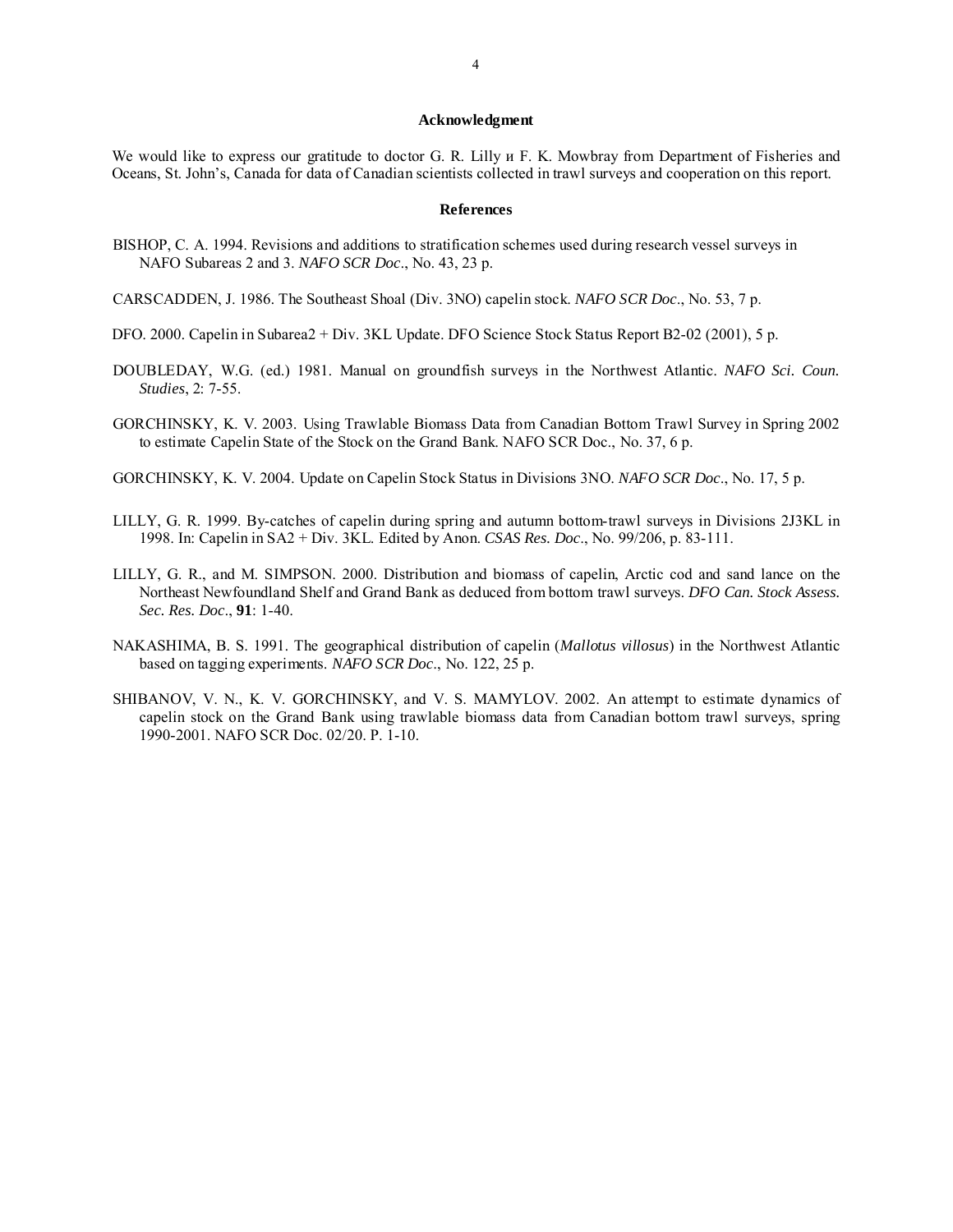## Acknowledgment

We would like to express our gratitude to doctor G. R. Lilly и F. K. Mowbray from Department of Fisheries and Oceans, St. John's, Canada for data of Canadian scientists collected in trawl surveys and cooperation on this report.

## References

BISHOP, C. A. 1994. Revisions and additions to stratification schemes used during research vessel surveys in NAFO Subareas 2 and 3. *NAFO SCR Doc*., No. 43, 23 p.

CARSCADDEN, J. 1986. The Southeast Shoal (Div. 3NO) capelin stock. *NAFO SCR Doc*., No. 53, 7 p.

DFO. 2000. Capelin in Subarea2 + Div. 3KL Update. DFO Science Stock Status Report B2-02 (2001), 5 p.

DOUBLEDAY, W.G. (ed.) 1981. Manual on groundfish surveys in the Northwest Atlantic. *NAFO Sci. Coun. Studies*, 2: 7-55.

GORCHINSKY, K. V. 2003. Using Trawlable Biomass Data from Canadian Bottom Trawl Survey in Spring 2002 to estimate Capelin State of the Stock on the Grand Bank. NAFO SCR Doc., No. 37, 6 p.

GORCHINSKY, K. V. 2004. Update on Capelin Stock Status in Divisions 3NO. *NAFO SCR Doc*., No. 17, 5 p.

LILLY, G. R. 1999. By-catches of capelin during spring and autumn bottom-trawl surveys in Divisions 2J3KL in 1998. In: Capelin in SA2 + Div. 3KL. Edited by Anon. *CSAS Res. Doc*., No. 99/206, p. 83-111.

LILLY, G. R., and M. SIMPSON. 2000. Distribution and biomass of capelin, Arctic cod and sand lance on the Northeast Newfoundland Shelf and Grand Bank as deduced from bottom trawl surveys. *DFO Can. Stock Assess. Sec. Res. Doc*., **91**: 1-40.

NAKASHIMA, B. S. 1991. The geographical distribution of capelin (*Mallotus villosus*) in the Northwest Atlantic based on tagging experiments. *NAFO SCR Doc*., No. 122, 25 p.

SHIBANOV, V. N., K. V. GORCHINSKY, and V. S. MAMYLOV. 2002. An attempt to estimate dynamics of capelin stock on the Grand Bank using trawlable biomass data from Canadian bottom trawl surveys, spring 1990-2001. NAFO SCR Doc. 02/20. P. 1-10.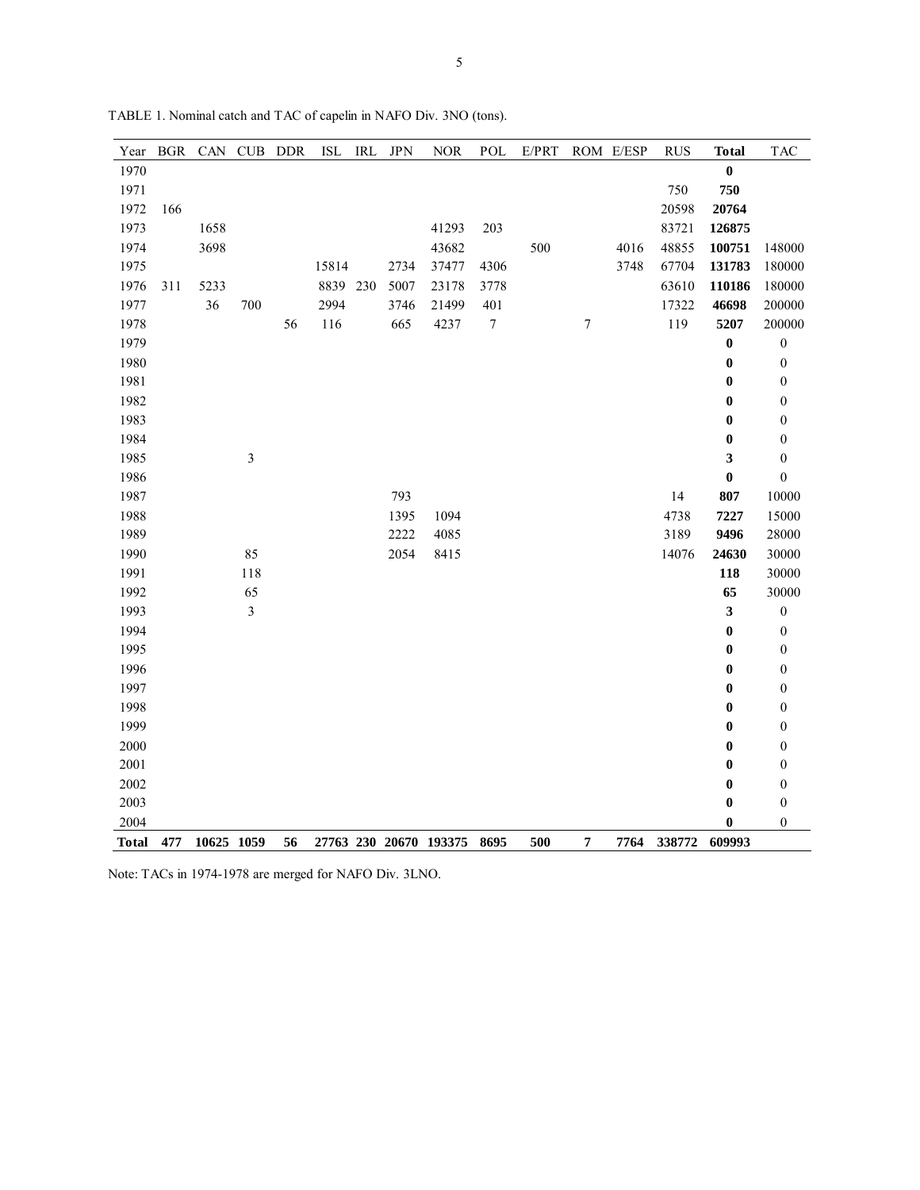TABLE 1. Nominal catch and TAC of capelin in NAFO Div. 3NO (tons).

| Year | BGR | CAN | CUB | DDR | ISL | IRL | JPN | NOR | POL | E/PRT | ROM | E/ESP | RUS | **Total** | TAC |
|---|---|---|---|---|---|---|---|---|---|---|---|---|---|---|---|
| 1970 | | | | | | | | | | | | | | **0** | |
| 1971 | | | | | | | | | | | | | 750 | **750** | |
| 1972 | 166 | | | | | | | | | | | | 20598 | **20764** | |
| 1973 | | 1658 | | | | | | 41293 | 203 | | | | 83721 | **126875** | |
| 1974 | | 3698 | | | | | | 43682 | | 500 | | 4016 | 48855 | **100751** | 148000 |
| 1975 | | | | | 15814 | | 2734 | 37477 | 4306 | | | 3748 | 67704 | **131783** | 180000 |
| 1976 | 311 | 5233 | | | 8839 | 230 | 5007 | 23178 | 3778 | | | | 63610 | **110186** | 180000 |
| 1977 | | 36 | 700 | | 2994 | | 3746 | 21499 | 401 | | | | 17322 | **46698** | 200000 |
| 1978 | | | | 56 | 116 | | 665 | 4237 | 7 | | 7 | | 119 | **5207** | 200000 |
| 1979 | | | | | | | | | | | | | | **0** | 0 |
| 1980 | | | | | | | | | | | | | | **0** | 0 |
| 1981 | | | | | | | | | | | | | | **0** | 0 |
| 1982 | | | | | | | | | | | | | | **0** | 0 |
| 1983 | | | | | | | | | | | | | | **0** | 0 |
| 1984 | | | | | | | | | | | | | | **0** | 0 |
| 1985 | | | 3 | | | | | | | | | | | **3** | 0 |
| 1986 | | | | | | | | | | | | | | **0** | 0 |
| 1987 | | | | | | | 793 | | | | | | 14 | **807** | 10000 |
| 1988 | | | | | | | 1395 | 1094 | | | | | 4738 | **7227** | 15000 |
| 1989 | | | | | | | 2222 | 4085 | | | | | 3189 | **9496** | 28000 |
| 1990 | | | 85 | | | | 2054 | 8415 | | | | | 14076 | **24630** | 30000 |
| 1991 | | | 118 | | | | | | | | | | | **118** | 30000 |
| 1992 | | | 65 | | | | | | | | | | | **65** | 30000 |
| 1993 | | | 3 | | | | | | | | | | | **3** | 0 |
| 1994 | | | | | | | | | | | | | | **0** | 0 |
| 1995 | | | | | | | | | | | | | | **0** | 0 |
| 1996 | | | | | | | | | | | | | | **0** | 0 |
| 1997 | | | | | | | | | | | | | | **0** | 0 |
| 1998 | | | | | | | | | | | | | | **0** | 0 |
| 1999 | | | | | | | | | | | | | | **0** | 0 |
| 2000 | | | | | | | | | | | | | | **0** | 0 |
| 2001 | | | | | | | | | | | | | | **0** | 0 |
| 2002 | | | | | | | | | | | | | | **0** | 0 |
| 2003 | | | | | | | | | | | | | | **0** | 0 |
| 2004 | | | | | | | | | | | | | | **0** | 0 |
| **Total** | **477** | **10625** | **1059** | **56** | **27763** | **230** | **20670** | **193375** | **8695** | **500** | **7** | **7764** | **338772** | **609993** | |

Note: TACs in 1974-1978 are merged for NAFO Div. 3LNO.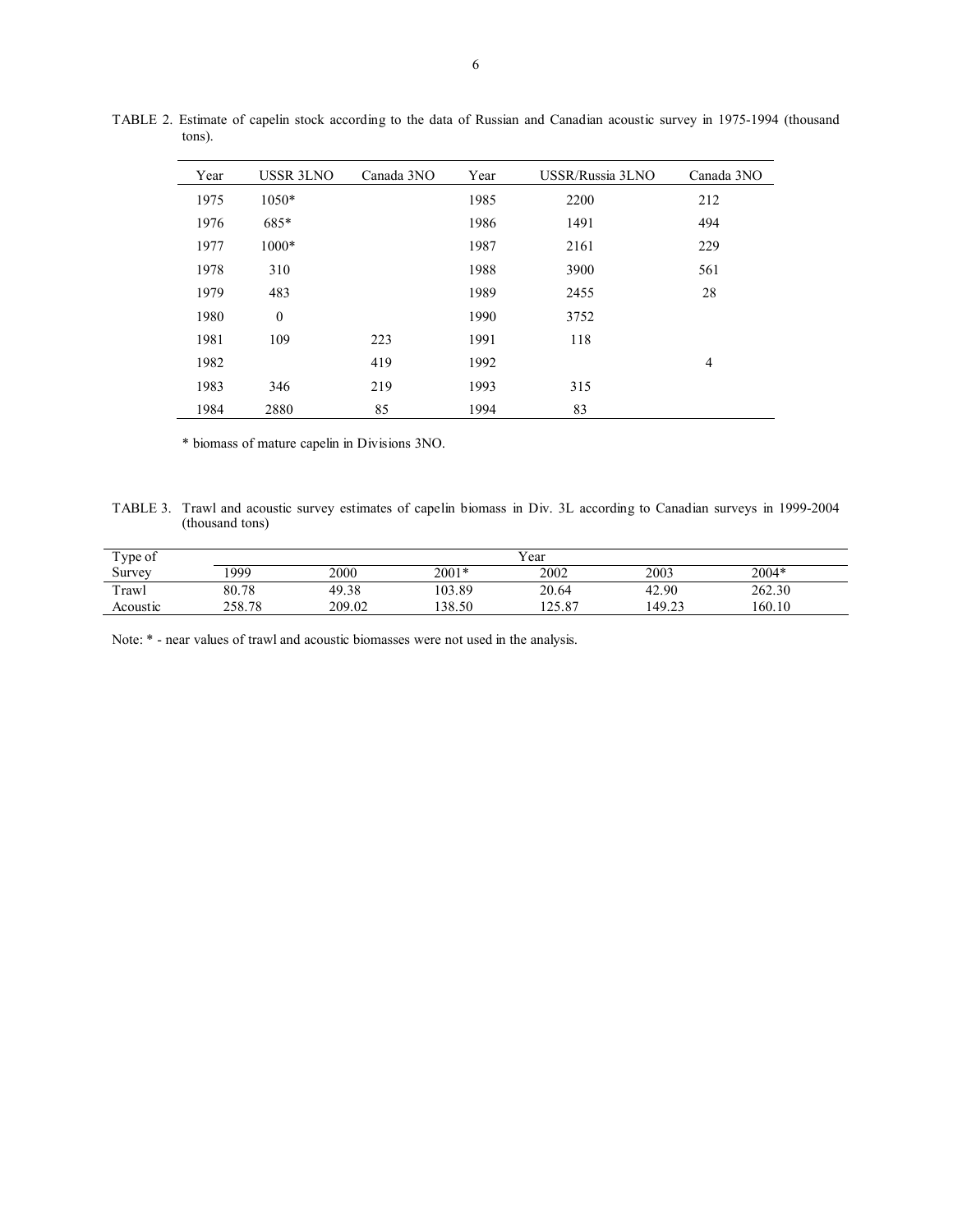TABLE 2. Estimate of capelin stock according to the data of Russian and Canadian acoustic survey in 1975-1994 (thousand tons).

| Year | USSR 3LNO | Canada 3NO | Year | USSR/Russia 3LNO | Canada 3NO |
|---|---|---|---|---|---|
| 1975 | 1050* | | 1985 | 2200 | 212 |
| 1976 | 685* | | 1986 | 1491 | 494 |
| 1977 | 1000* | | 1987 | 2161 | 229 |
| 1978 | 310 | | 1988 | 3900 | 561 |
| 1979 | 483 | | 1989 | 2455 | 28 |
| 1980 | 0 | | 1990 | 3752 | |
| 1981 | 109 | 223 | 1991 | 118 | |
| 1982 | | 419 | 1992 | | 4 |
| 1983 | 346 | 219 | 1993 | 315 | |
| 1984 | 2880 | 85 | 1994 | 83 | |

* biomass of mature capelin in Divisions 3NO.

TABLE 3. Trawl and acoustic survey estimates of capelin biomass in Div. 3L according to Canadian surveys in 1999-2004 (thousand tons)

| Type of Survey | Year | | | | | |
|---|---|---|---|---|---|---|
| | 1999 | 2000 | 2001* | 2002 | 2003 | 2004* |
| Trawl | 80.78 | 49.38 | 103.89 | 20.64 | 42.90 | 262.30 |
| Acoustic | 258.78 | 209.02 | 138.50 | 125.87 | 149.23 | 160.10 |

Note: * - near values of trawl and acoustic biomasses were not used in the analysis.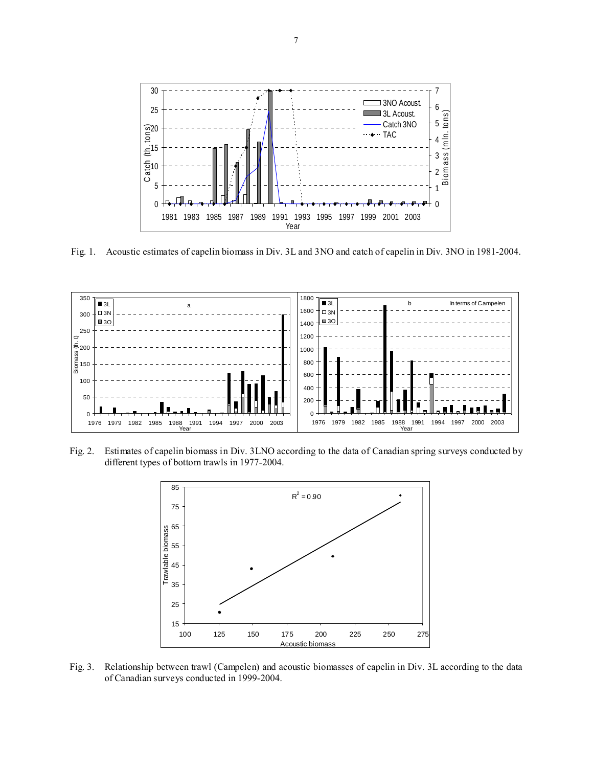Fig. 1. Acoustic estimates of capelin biomass in Div. 3L and 3NO and catch of capelin in Div. 3NO in 1981-2004.

Fig. 2. Estimates of capelin biomass in Div. 3LNO according to the data of Canadian spring surveys conducted by different types of bottom trawls in 1977-2004.

Fig. 3. Relationship between trawl (Campelen) and acoustic biomasses of capelin in Div. 3L according to the data of Canadian surveys conducted in 1999-2004.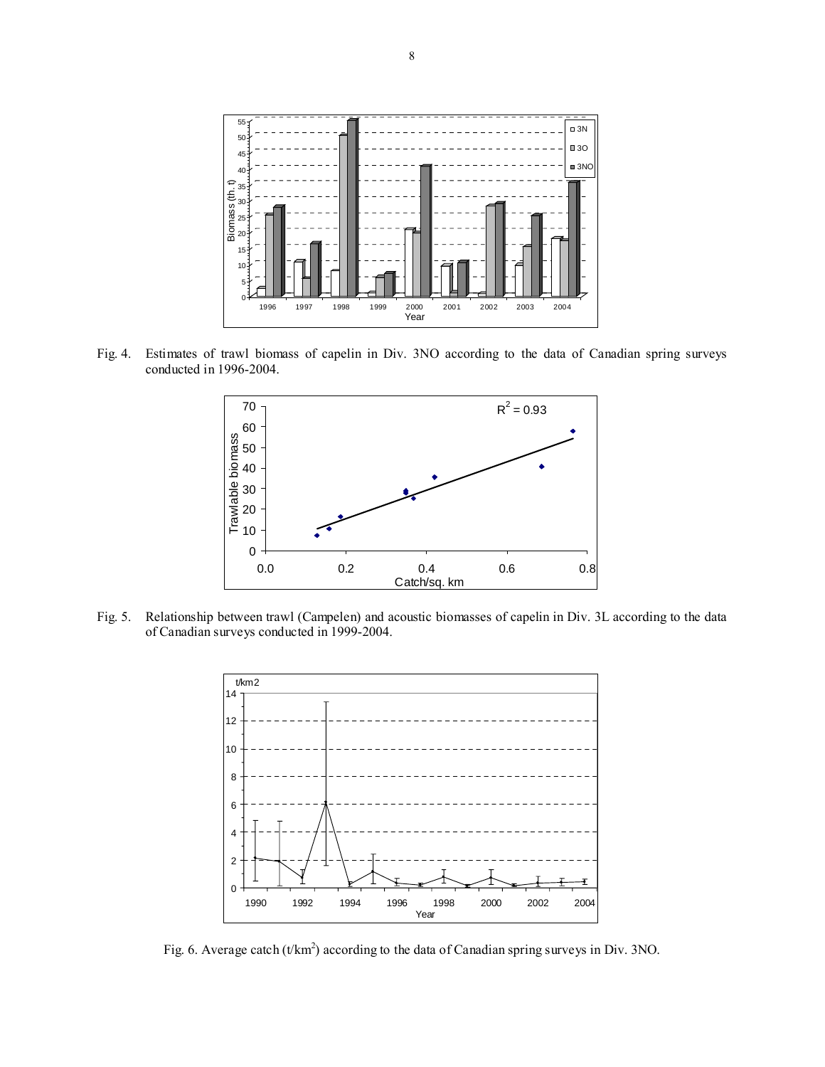Fig. 4. Estimates of trawl biomass of capelin in Div. 3NO according to the data of Canadian spring surveys conducted in 1996-2004.

Fig. 5. Relationship between trawl (Campelen) and acoustic biomasses of capelin in Div. 3L according to the data of Canadian surveys conducted in 1999-2004.

Fig. 6. Average catch (t/km$^2$) according to the data of Canadian spring surveys in Div. 3NO.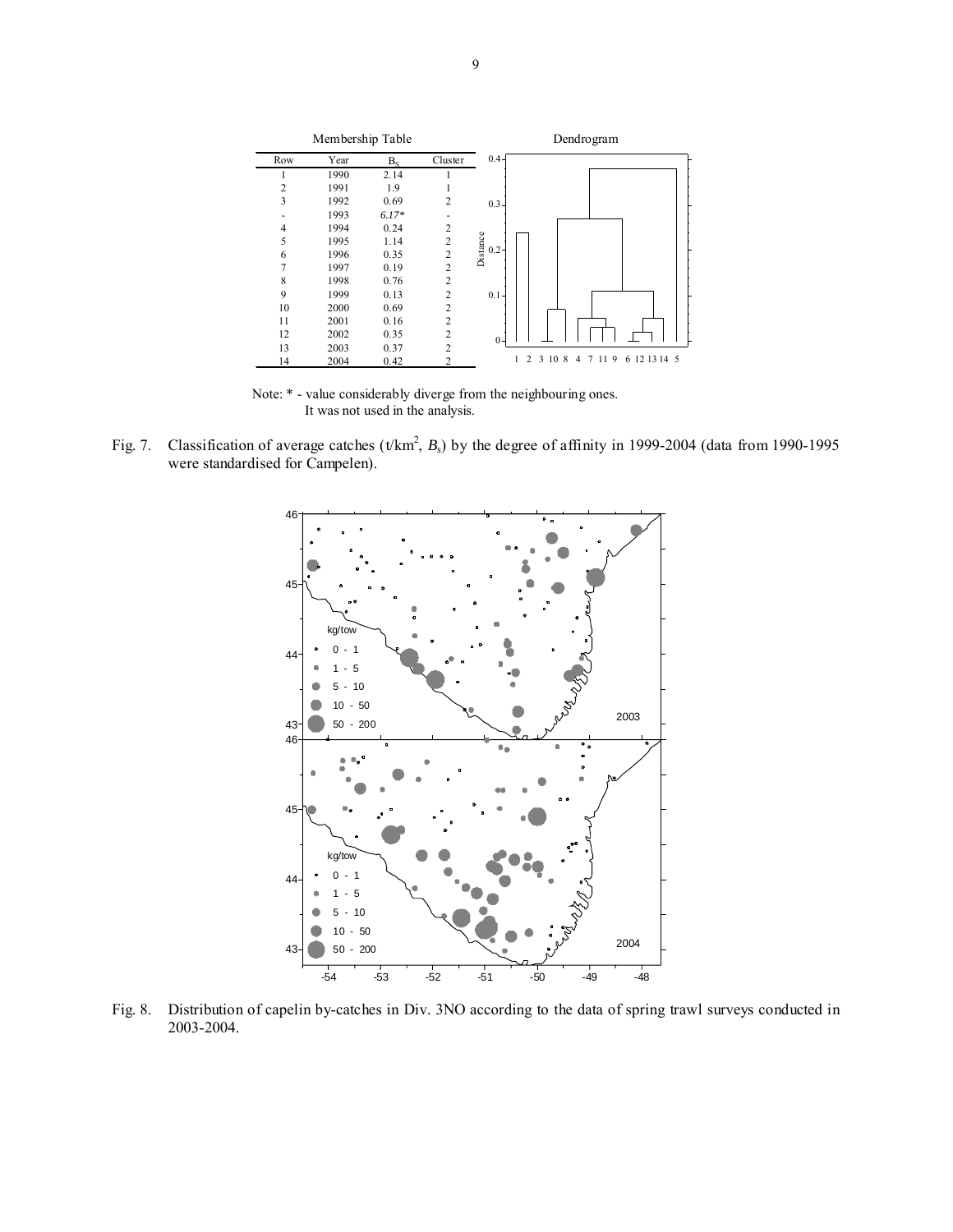Membership Table

| Row | Year | $B_S$ | Cluster |
|---|---|---|---|
| 1 | 1990 | 2.14 | 1 |
| 2 | 1991 | 1.9 | 1 |
| 3 | 1992 | 0.69 | 2 |
| - | 1993 | *6.17\** | - |
| 4 | 1994 | 0.24 | 2 |
| 5 | 1995 | 1.14 | 2 |
| 6 | 1996 | 0.35 | 2 |
| 7 | 1997 | 0.19 | 2 |
| 8 | 1998 | 0.76 | 2 |
| 9 | 1999 | 0.13 | 2 |
| 10 | 2000 | 0.69 | 2 |
| 11 | 2001 | 0.16 | 2 |
| 12 | 2002 | 0.35 | 2 |
| 13 | 2003 | 0.37 | 2 |
| 14 | 2004 | 0.42 | 2 |

Dendrogram

Distance

0.4

0.3

0.2

0.1

0

1 2 3 10 8 4 7 11 9 6 12 13 14 5

Note: * - value considerably diverge from the neighbouring ones. It was not used in the analysis.

Fig. 7. Classification of average catches (t/km$^2$, $B_s$) by the degree of affinity in 1999-2004 (data from 1990-1995 were standardised for Campelen).

kg/tow

0 - 1

1 - 5

5 - 10

10 - 50

50 - 200

2003

2004

46

45

44

43

-54 -53 -52 -51 -50 -49 -48

Fig. 8. Distribution of capelin by-catches in Div. 3NO according to the data of spring trawl surveys conducted in 2003-2004.